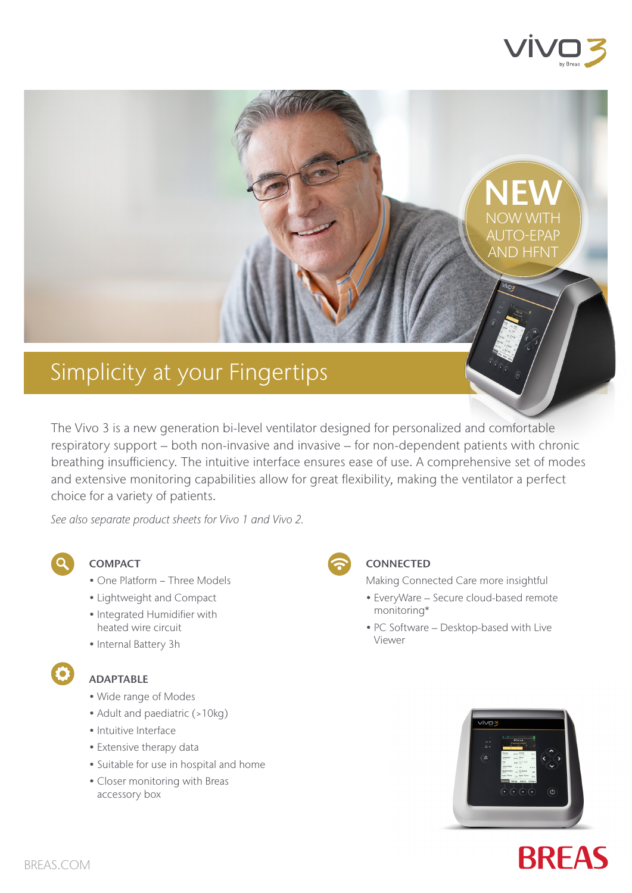vivo 3 by Breas

**NEW**
NOW WITH AUTO-EPAP AND HFNT

# Simplicity at your Fingertips

The Vivo 3 is a new generation bi-level ventilator designed for personalized and comfortable respiratory support – both non-invasive and invasive – for non-dependent patients with chronic breathing insufficiency. The intuitive interface ensures ease of use. A comprehensive set of modes and extensive monitoring capabilities allow for great flexibility, making the ventilator a perfect choice for a variety of patients.

*See also separate product sheets for Vivo 1 and Vivo 2.*

## COMPACT

- One Platform – Three Models
- Lightweight and Compact
- Integrated Humidifier with heated wire circuit
- Internal Battery 3h

## ADAPTABLE

- Wide range of Modes
- Adult and paediatric (>10kg)
- Intuitive Interface
- Extensive therapy data
- Suitable for use in hospital and home
- Closer monitoring with Breas accessory box

## CONNECTED

Making Connected Care more insightful

- EveryWare – Secure cloud-based remote monitoring*
- PC Software – Desktop-based with Live Viewer

BREAS.COM

BREAS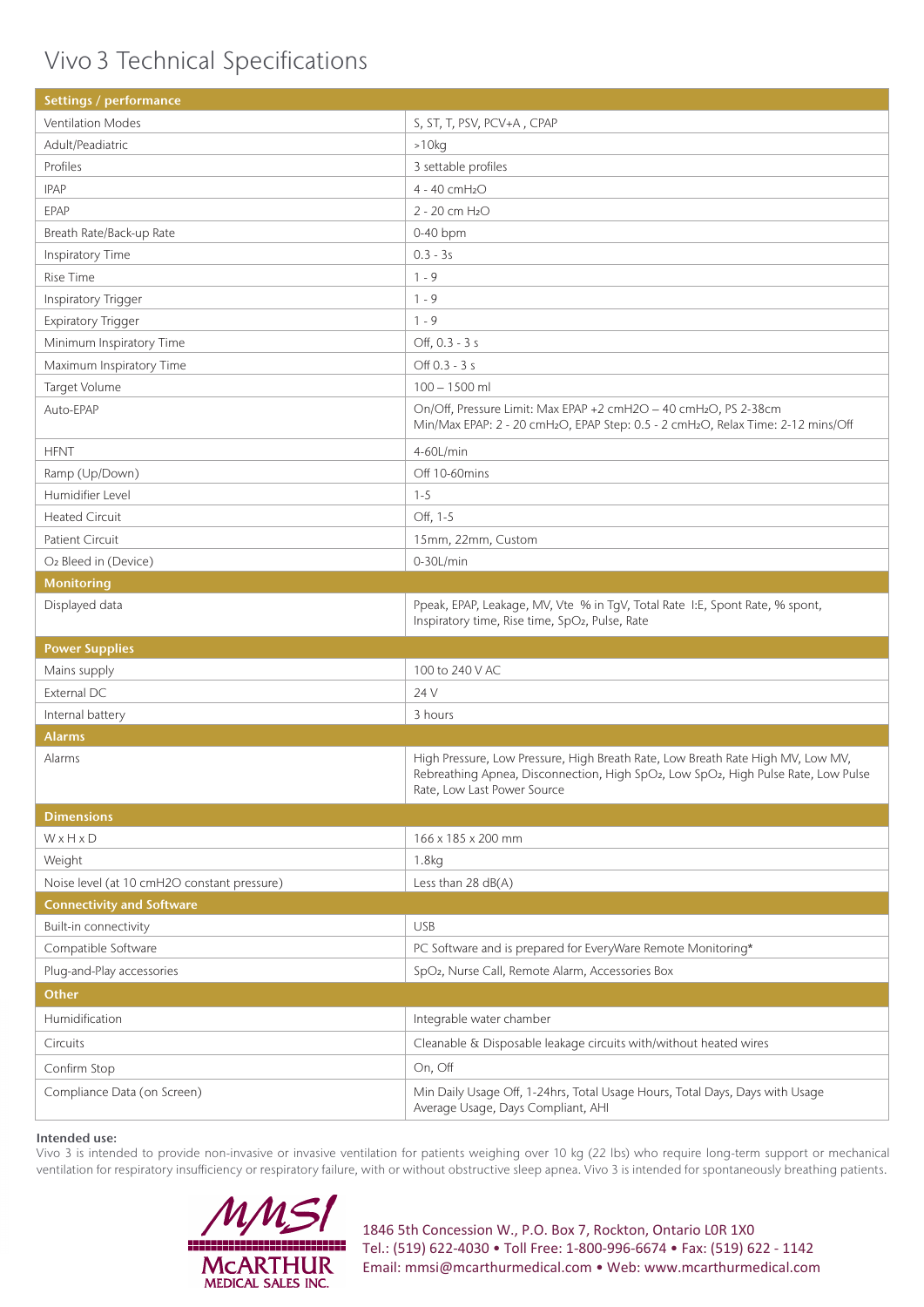# Vivo 3 Technical Specifications

| Settings / performance | |
|---|---|
| Ventilation Modes | S, ST, T, PSV, PCV+A , CPAP |
| Adult/Peadiatric | >10kg |
| Profiles | 3 settable profiles |
| IPAP | 4 - 40 cm$H_2O$ |
| EPAP | 2 - 20 cm $H_2O$ |
| Breath Rate/Back-up Rate | 0-40 bpm |
| Inspiratory Time | 0.3 - 3s |
| Rise Time | 1 - 9 |
| Inspiratory Trigger | 1 - 9 |
| Expiratory Trigger | 1 - 9 |
| Minimum Inspiratory Time | Off, 0.3 - 3 s |
| Maximum Inspiratory Time | Off 0.3 - 3 s |
| Target Volume | 100 – 1500 ml |
| Auto-EPAP | On/Off, Pressure Limit: Max EPAP +2 cmH2O – 40 cm$H_2O$, PS 2-38cm<br>Min/Max EPAP: 2 - 20 cm$H_2O$, EPAP Step: 0.5 - 2 cm$H_2O$, Relax Time: 2-12 mins/Off |
| HFNT | 4-60L/min |
| Ramp (Up/Down) | Off 10-60mins |
| Humidifier Level | 1-5 |
| Heated Circuit | Off, 1-5 |
| Patient Circuit | 15mm, 22mm, Custom |
| $O_2$ Bleed in (Device) | 0-30L/min |
| **Monitoring** | |
| Displayed data | Ppeak, EPAP, Leakage, MV, Vte % in TgV, Total Rate I:E, Spont Rate, % spont, Inspiratory time, Rise time, $SpO_2$, Pulse, Rate |
| **Power Supplies** | |
| Mains supply | 100 to 240 V AC |
| External DC | 24 V |
| Internal battery | 3 hours |
| **Alarms** | |
| Alarms | High Pressure, Low Pressure, High Breath Rate, Low Breath Rate High MV, Low MV, Rebreathing Apnea, Disconnection, High $SpO_2$, Low $SpO_2$, High Pulse Rate, Low Pulse Rate, Low Last Power Source |
| **Dimensions** | |
| W x H x D | 166 x 185 x 200 mm |
| Weight | 1.8kg |
| Noise level (at 10 cmH2O constant pressure) | Less than 28 dB(A) |
| **Connectivity and Software** | |
| Built-in connectivity | USB |
| Compatible Software | PC Software and is prepared for EveryWare Remote Monitoring* |
| Plug-and-Play accessories | $SpO_2$, Nurse Call, Remote Alarm, Accessories Box |
| **Other** | |
| Humidification | Integrable water chamber |
| Circuits | Cleanable & Disposable leakage circuits with/without heated wires |
| Confirm Stop | On, Off |
| Compliance Data (on Screen) | Min Daily Usage Off, 1-24hrs, Total Usage Hours, Total Days, Days with Usage Average Usage, Days Compliant, AHI |

**Intended use:**
Vivo 3 is intended to provide non-invasive or invasive ventilation for patients weighing over 10 kg (22 lbs) who require long-term support or mechanical ventilation for respiratory insufficiency or respiratory failure, with or without obstructive sleep apnea. Vivo 3 is intended for spontaneously breathing patients.

MMSI McARTHUR MEDICAL SALES INC.

1846 5th Concession W., P.O. Box 7, Rockton, Ontario L0R 1X0
Tel.: (519) 622-4030 • Toll Free: 1-800-996-6674 • Fax: (519) 622 - 1142
Email: mmsi@mcarthurmedical.com • Web: www.mcarthurmedical.com